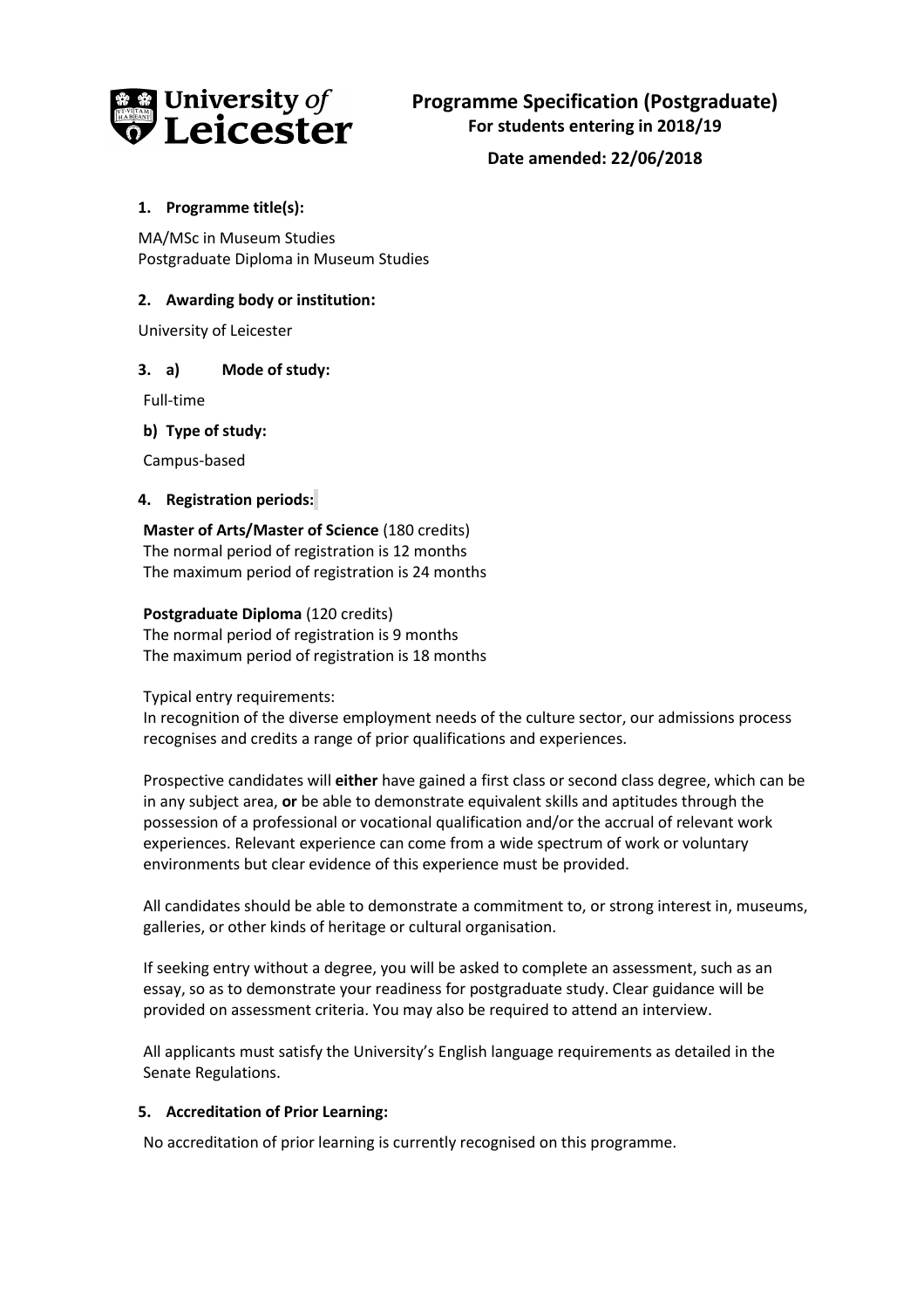# Programme Specification (Postgraduate)

**For students entering in 2018/19**

**Date amended: 22/06/2018**

**1. Programme title(s):**

MA/MSc in Museum Studies
Postgraduate Diploma in Museum Studies

**2. Awarding body or institution:**

University of Leicester

**3. a) Mode of study:**

Full-time

**b) Type of study:**

Campus-based

**4. Registration periods:**

**Master of Arts/Master of Science** (180 credits)
The normal period of registration is 12 months
The maximum period of registration is 24 months

**Postgraduate Diploma** (120 credits)
The normal period of registration is 9 months
The maximum period of registration is 18 months

Typical entry requirements:
In recognition of the diverse employment needs of the culture sector, our admissions process recognises and credits a range of prior qualifications and experiences.

Prospective candidates will **either** have gained a first class or second class degree, which can be in any subject area, **or** be able to demonstrate equivalent skills and aptitudes through the possession of a professional or vocational qualification and/or the accrual of relevant work experiences. Relevant experience can come from a wide spectrum of work or voluntary environments but clear evidence of this experience must be provided.

All candidates should be able to demonstrate a commitment to, or strong interest in, museums, galleries, or other kinds of heritage or cultural organisation.

If seeking entry without a degree, you will be asked to complete an assessment, such as an essay, so as to demonstrate your readiness for postgraduate study. Clear guidance will be provided on assessment criteria. You may also be required to attend an interview.

All applicants must satisfy the University's English language requirements as detailed in the Senate Regulations.

**5. Accreditation of Prior Learning:**

No accreditation of prior learning is currently recognised on this programme.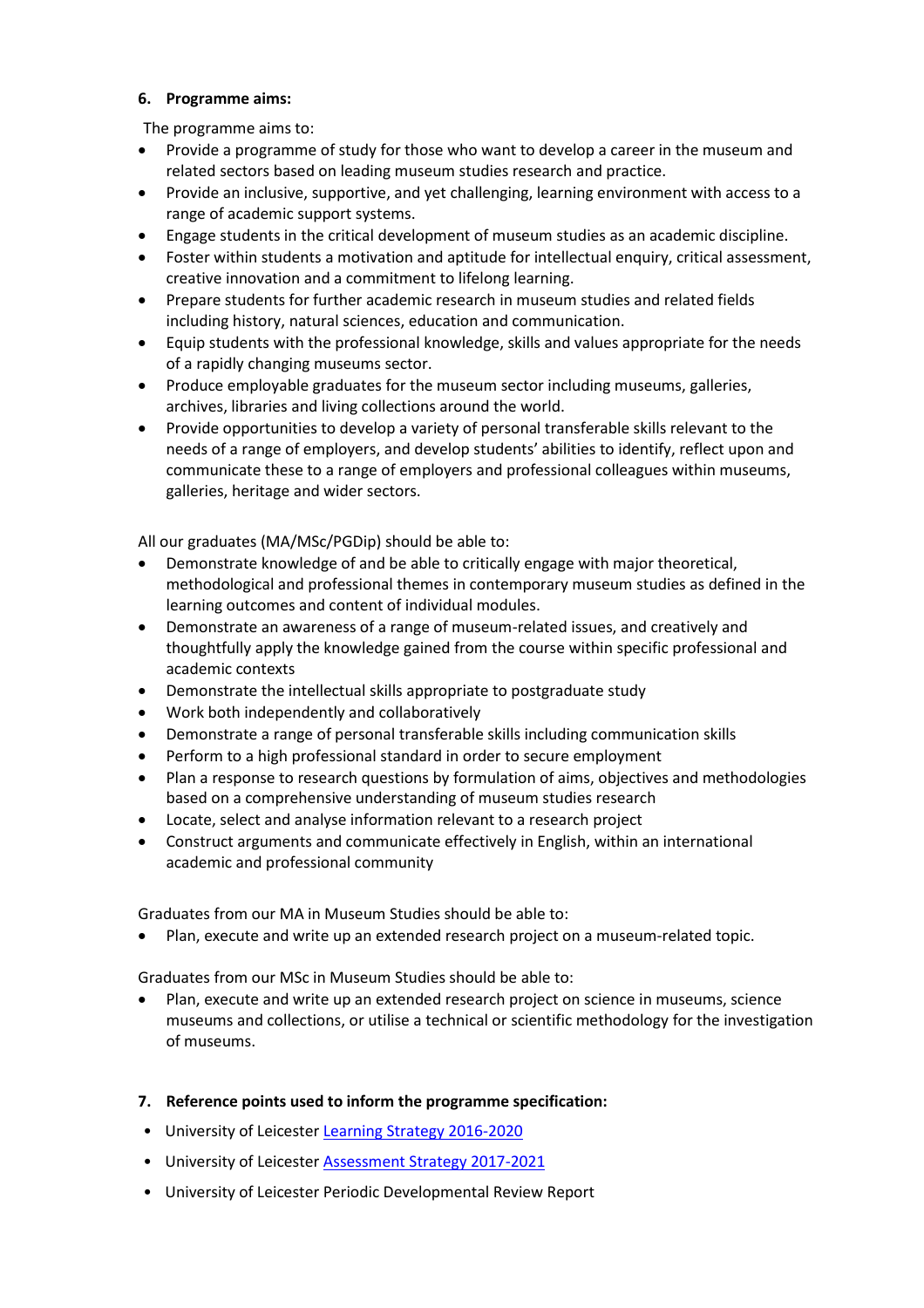### 6. Programme aims:

The programme aims to:

- Provide a programme of study for those who want to develop a career in the museum and related sectors based on leading museum studies research and practice.
- Provide an inclusive, supportive, and yet challenging, learning environment with access to a range of academic support systems.
- Engage students in the critical development of museum studies as an academic discipline.
- Foster within students a motivation and aptitude for intellectual enquiry, critical assessment, creative innovation and a commitment to lifelong learning.
- Prepare students for further academic research in museum studies and related fields including history, natural sciences, education and communication.
- Equip students with the professional knowledge, skills and values appropriate for the needs of a rapidly changing museums sector.
- Produce employable graduates for the museum sector including museums, galleries, archives, libraries and living collections around the world.
- Provide opportunities to develop a variety of personal transferable skills relevant to the needs of a range of employers, and develop students' abilities to identify, reflect upon and communicate these to a range of employers and professional colleagues within museums, galleries, heritage and wider sectors.

All our graduates (MA/MSc/PGDip) should be able to:

- Demonstrate knowledge of and be able to critically engage with major theoretical, methodological and professional themes in contemporary museum studies as defined in the learning outcomes and content of individual modules.
- Demonstrate an awareness of a range of museum-related issues, and creatively and thoughtfully apply the knowledge gained from the course within specific professional and academic contexts
- Demonstrate the intellectual skills appropriate to postgraduate study
- Work both independently and collaboratively
- Demonstrate a range of personal transferable skills including communication skills
- Perform to a high professional standard in order to secure employment
- Plan a response to research questions by formulation of aims, objectives and methodologies based on a comprehensive understanding of museum studies research
- Locate, select and analyse information relevant to a research project
- Construct arguments and communicate effectively in English, within an international academic and professional community

Graduates from our MA in Museum Studies should be able to:

- Plan, execute and write up an extended research project on a museum-related topic.

Graduates from our MSc in Museum Studies should be able to:

- Plan, execute and write up an extended research project on science in museums, science museums and collections, or utilise a technical or scientific methodology for the investigation of museums.

### 7. Reference points used to inform the programme specification:

- University of Leicester Learning Strategy 2016-2020
- University of Leicester Assessment Strategy 2017-2021
- University of Leicester Periodic Developmental Review Report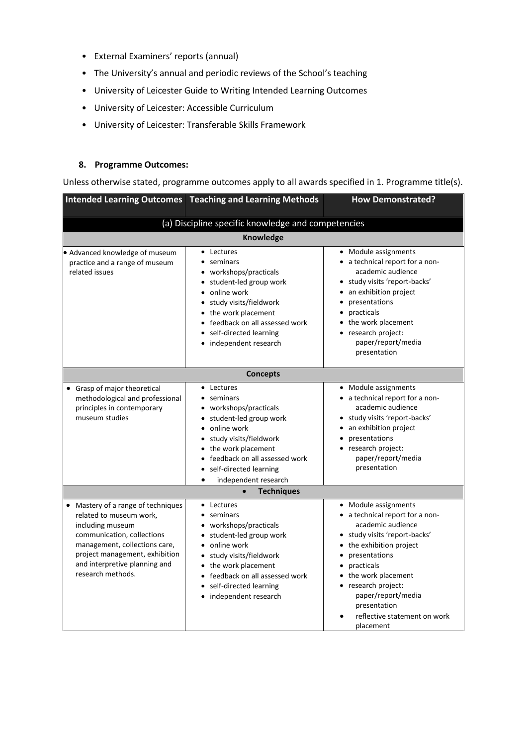- External Examiners' reports (annual)
- The University's annual and periodic reviews of the School's teaching
- University of Leicester Guide to Writing Intended Learning Outcomes
- University of Leicester: Accessible Curriculum
- University of Leicester: Transferable Skills Framework

## 8. Programme Outcomes:

Unless otherwise stated, programme outcomes apply to all awards specified in 1. Programme title(s).

| Intended Learning Outcomes | Teaching and Learning Methods | How Demonstrated? |
|---|---|---|
| **(a) Discipline specific knowledge and competencies** | | |
| **Knowledge** | | |
| • Advanced knowledge of museum practice and a range of museum related issues | • Lectures<br>• seminars<br>• workshops/practicals<br>• student-led group work<br>• online work<br>• study visits/fieldwork<br>• the work placement<br>• feedback on all assessed work<br>• self-directed learning<br>• independent research | • Module assignments<br>• a technical report for a non-academic audience<br>• study visits 'report-backs'<br>• an exhibition project<br>• presentations<br>• practicals<br>• the work placement<br>• research project: paper/report/media presentation |
| **Concepts** | | |
| • Grasp of major theoretical methodological and professional principles in contemporary museum studies | • Lectures<br>• seminars<br>• workshops/practicals<br>• student-led group work<br>• online work<br>• study visits/fieldwork<br>• the work placement<br>• feedback on all assessed work<br>• self-directed learning<br>• independent research | • Module assignments<br>• a technical report for a non-academic audience<br>• study visits 'report-backs'<br>• an exhibition project<br>• presentations<br>• research project: paper/report/media presentation |
| **Techniques** | | |
| • Mastery of a range of techniques related to museum work, including museum communication, collections management, collections care, project management, exhibition and interpretive planning and research methods. | • Lectures<br>• seminars<br>• workshops/practicals<br>• student-led group work<br>• online work<br>• study visits/fieldwork<br>• the work placement<br>• feedback on all assessed work<br>• self-directed learning<br>• independent research | • Module assignments<br>• a technical report for a non-academic audience<br>• study visits 'report-backs'<br>• the exhibition project<br>• presentations<br>• practicals<br>• the work placement<br>• research project: paper/report/media presentation<br>• reflective statement on work placement |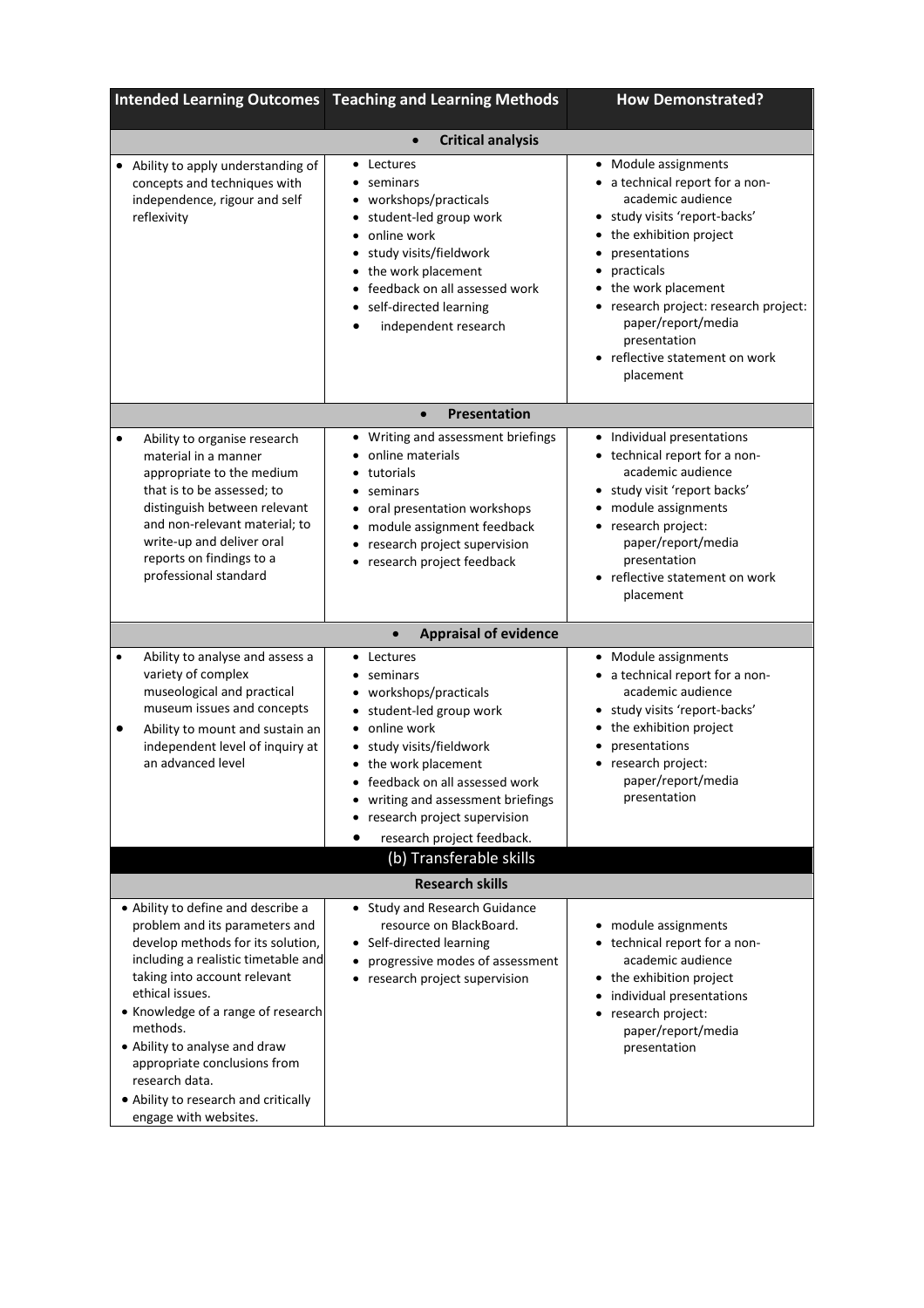| Intended Learning Outcomes | Teaching and Learning Methods | How Demonstrated? |
|---|---|---|
| **Critical analysis** | | |
| • Ability to apply understanding of concepts and techniques with independence, rigour and self reflexivity | • Lectures<br>• seminars<br>• workshops/practicals<br>• student-led group work<br>• online work<br>• study visits/fieldwork<br>• the work placement<br>• feedback on all assessed work<br>• self-directed learning<br>• independent research | • Module assignments<br>• a technical report for a non-academic audience<br>• study visits 'report-backs'<br>• the exhibition project<br>• presentations<br>• practicals<br>• the work placement<br>• research project: research project: paper/report/media presentation<br>• reflective statement on work placement |
| **Presentation** | | |
| • Ability to organise research material in a manner appropriate to the medium that is to be assessed; to distinguish between relevant and non-relevant material; to write-up and deliver oral reports on findings to a professional standard | • Writing and assessment briefings<br>• online materials<br>• tutorials<br>• seminars<br>• oral presentation workshops<br>• module assignment feedback<br>• research project supervision<br>• research project feedback | • Individual presentations<br>• technical report for a non-academic audience<br>• study visit 'report backs'<br>• module assignments<br>• research project: paper/report/media presentation<br>• reflective statement on work placement |
| **Appraisal of evidence** | | |
| • Ability to analyse and assess a variety of complex museological and practical museum issues and concepts<br>• Ability to mount and sustain an independent level of inquiry at an advanced level | • Lectures<br>• seminars<br>• workshops/practicals<br>• student-led group work<br>• online work<br>• study visits/fieldwork<br>• the work placement<br>• feedback on all assessed work<br>• writing and assessment briefings<br>• research project supervision<br>• research project feedback. | • Module assignments<br>• a technical report for a non-academic audience<br>• study visits 'report-backs'<br>• the exhibition project<br>• presentations<br>• research project: paper/report/media presentation |
| **(b) Transferable skills** | | |
| **Research skills** | | |
| • Ability to define and describe a problem and its parameters and develop methods for its solution, including a realistic timetable and taking into account relevant ethical issues.<br>• Knowledge of a range of research methods.<br>• Ability to analyse and draw appropriate conclusions from research data.<br>• Ability to research and critically engage with websites. | • Study and Research Guidance resource on BlackBoard.<br>• Self-directed learning<br>• progressive modes of assessment<br>• research project supervision | • module assignments<br>• technical report for a non-academic audience<br>• the exhibition project<br>• individual presentations<br>• research project: paper/report/media presentation |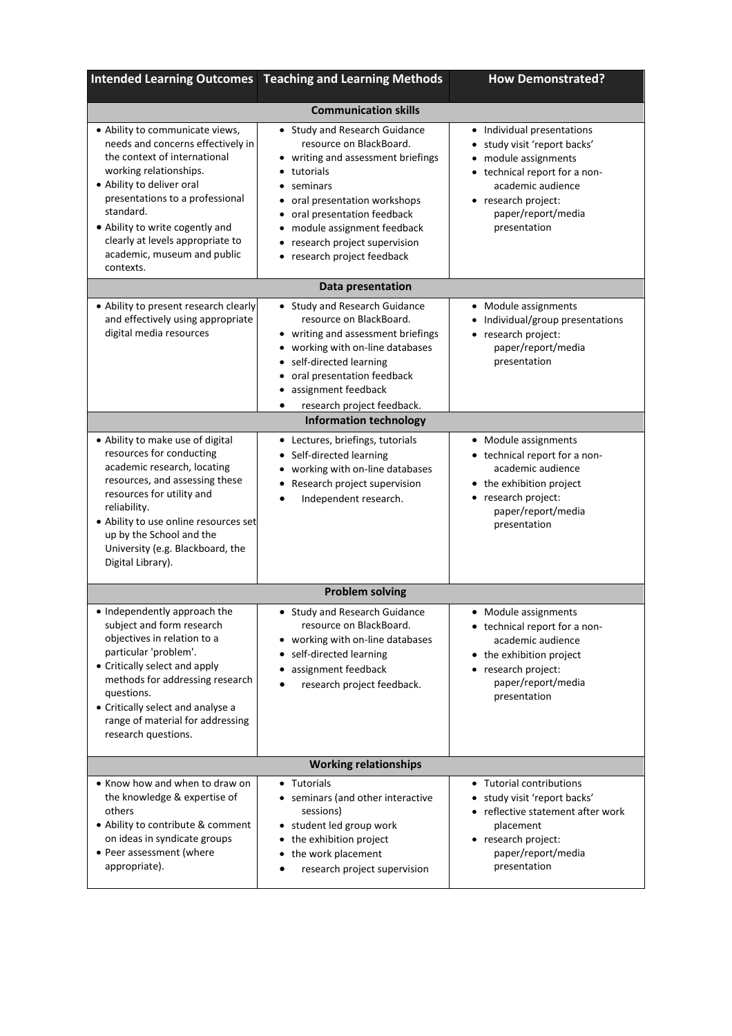| Intended Learning Outcomes | Teaching and Learning Methods | How Demonstrated? |
|---|---|---|
| **Communication skills** | | |
| • Ability to communicate views, needs and concerns effectively in the context of international working relationships.<br>• Ability to deliver oral presentations to a professional standard.<br>• Ability to write cogently and clearly at levels appropriate to academic, museum and public contexts. | • Study and Research Guidance resource on BlackBoard.<br>• writing and assessment briefings<br>• tutorials<br>• seminars<br>• oral presentation workshops<br>• oral presentation feedback<br>• module assignment feedback<br>• research project supervision<br>• research project feedback | • Individual presentations<br>• study visit 'report backs'<br>• module assignments<br>• technical report for a non-academic audience<br>• research project: paper/report/media presentation |
| **Data presentation** | | |
| • Ability to present research clearly and effectively using appropriate digital media resources | • Study and Research Guidance resource on BlackBoard.<br>• writing and assessment briefings<br>• working with on-line databases<br>• self-directed learning<br>• oral presentation feedback<br>• assignment feedback<br>• research project feedback. | • Module assignments<br>• Individual/group presentations<br>• research project: paper/report/media presentation |
| **Information technology** | | |
| • Ability to make use of digital resources for conducting academic research, locating resources, and assessing these resources for utility and reliability.<br>• Ability to use online resources set up by the School and the University (e.g. Blackboard, the Digital Library). | • Lectures, briefings, tutorials<br>• Self-directed learning<br>• working with on-line databases<br>• Research project supervision<br>• Independent research. | • Module assignments<br>• technical report for a non-academic audience<br>• the exhibition project<br>• research project: paper/report/media presentation |
| **Problem solving** | | |
| • Independently approach the subject and form research objectives in relation to a particular 'problem'.<br>• Critically select and apply methods for addressing research questions.<br>• Critically select and analyse a range of material for addressing research questions. | • Study and Research Guidance resource on BlackBoard.<br>• working with on-line databases<br>• self-directed learning<br>• assignment feedback<br>• research project feedback. | • Module assignments<br>• technical report for a non-academic audience<br>• the exhibition project<br>• research project: paper/report/media presentation |
| **Working relationships** | | |
| • Know how and when to draw on the knowledge & expertise of others<br>• Ability to contribute & comment on ideas in syndicate groups<br>• Peer assessment (where appropriate). | • Tutorials<br>• seminars (and other interactive sessions)<br>• student led group work<br>• the exhibition project<br>• the work placement<br>• research project supervision | • Tutorial contributions<br>• study visit 'report backs'<br>• reflective statement after work placement<br>• research project: paper/report/media presentation |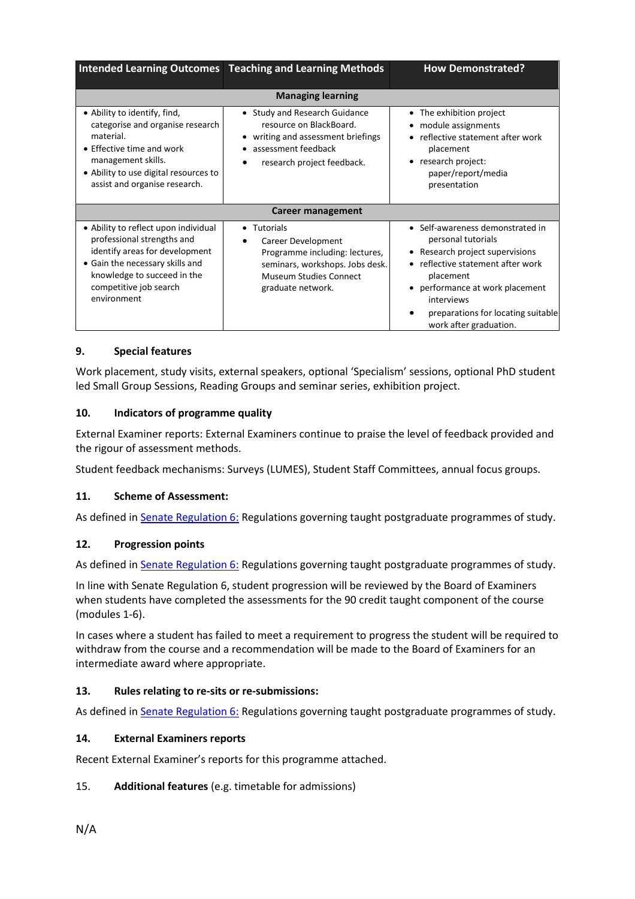| Intended Learning Outcomes | Teaching and Learning Methods | How Demonstrated? |
|---|---|---|
| **Managing learning** | | |
| • Ability to identify, find, categorise and organise research material.<br>• Effective time and work management skills.<br>• Ability to use digital resources to assist and organise research. | • Study and Research Guidance resource on BlackBoard.<br>• writing and assessment briefings<br>• assessment feedback<br>• research project feedback. | • The exhibition project<br>• module assignments<br>• reflective statement after work placement<br>• research project: paper/report/media presentation |
| **Career management** | | |
| • Ability to reflect upon individual professional strengths and identify areas for development<br>• Gain the necessary skills and knowledge to succeed in the competitive job search environment | • Tutorials<br>• Career Development Programme including: lectures, seminars, workshops. Jobs desk. Museum Studies Connect graduate network. | • Self-awareness demonstrated in personal tutorials<br>• Research project supervisions<br>• reflective statement after work placement<br>• performance at work placement interviews<br>• preparations for locating suitable work after graduation. |

### 9. Special features

Work placement, study visits, external speakers, optional 'Specialism' sessions, optional PhD student led Small Group Sessions, Reading Groups and seminar series, exhibition project.

### 10. Indicators of programme quality

External Examiner reports: External Examiners continue to praise the level of feedback provided and the rigour of assessment methods.

Student feedback mechanisms: Surveys (LUMES), Student Staff Committees, annual focus groups.

### 11. Scheme of Assessment:

As defined in Senate Regulation 6: Regulations governing taught postgraduate programmes of study.

### 12. Progression points

As defined in Senate Regulation 6: Regulations governing taught postgraduate programmes of study.

In line with Senate Regulation 6, student progression will be reviewed by the Board of Examiners when students have completed the assessments for the 90 credit taught component of the course (modules 1-6).

In cases where a student has failed to meet a requirement to progress the student will be required to withdraw from the course and a recommendation will be made to the Board of Examiners for an intermediate award where appropriate.

### 13. Rules relating to re-sits or re-submissions:

As defined in Senate Regulation 6: Regulations governing taught postgraduate programmes of study.

### 14. External Examiners reports

Recent External Examiner's reports for this programme attached.

### 15. **Additional features** (e.g. timetable for admissions)

N/A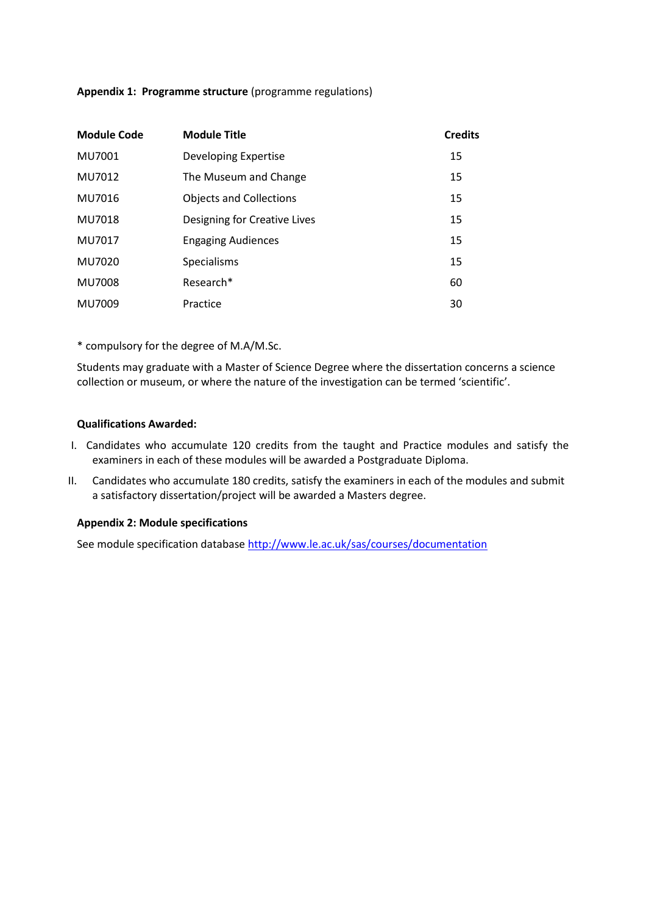**Appendix 1: Programme structure** (programme regulations)

| Module Code | Module Title | Credits |
|---|---|---|
| MU7001 | Developing Expertise | 15 |
| MU7012 | The Museum and Change | 15 |
| MU7016 | Objects and Collections | 15 |
| MU7018 | Designing for Creative Lives | 15 |
| MU7017 | Engaging Audiences | 15 |
| MU7020 | Specialisms | 15 |
| MU7008 | Research* | 60 |
| MU7009 | Practice | 30 |

* compulsory for the degree of M.A/M.Sc.

Students may graduate with a Master of Science Degree where the dissertation concerns a science collection or museum, or where the nature of the investigation can be termed 'scientific'.

**Qualifications Awarded:**

I. Candidates who accumulate 120 credits from the taught and Practice modules and satisfy the examiners in each of these modules will be awarded a Postgraduate Diploma.

II. Candidates who accumulate 180 credits, satisfy the examiners in each of the modules and submit a satisfactory dissertation/project will be awarded a Masters degree.

**Appendix 2: Module specifications**

See module specification database [http://www.le.ac.uk/sas/courses/documentation](http://www.le.ac.uk/sas/courses/documentation)